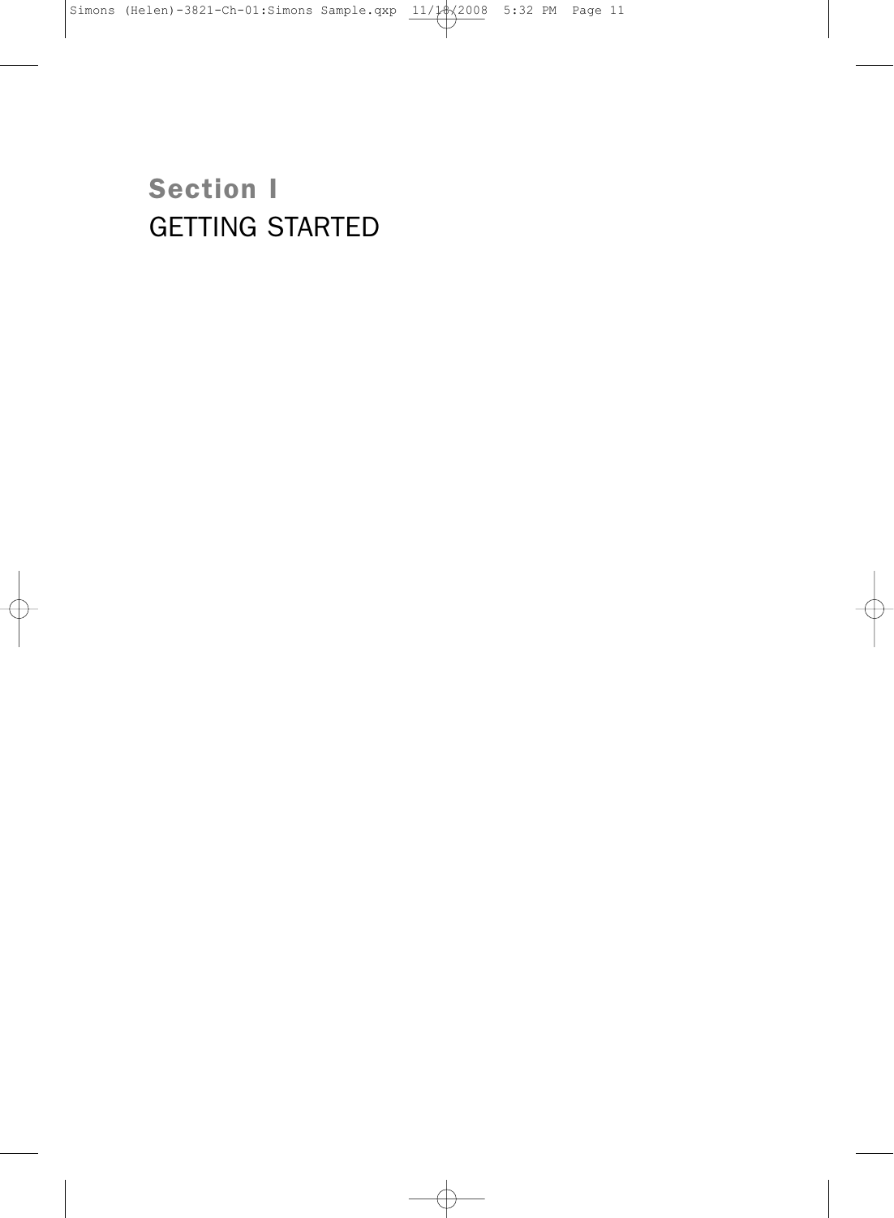# Section I
## GETTING STARTED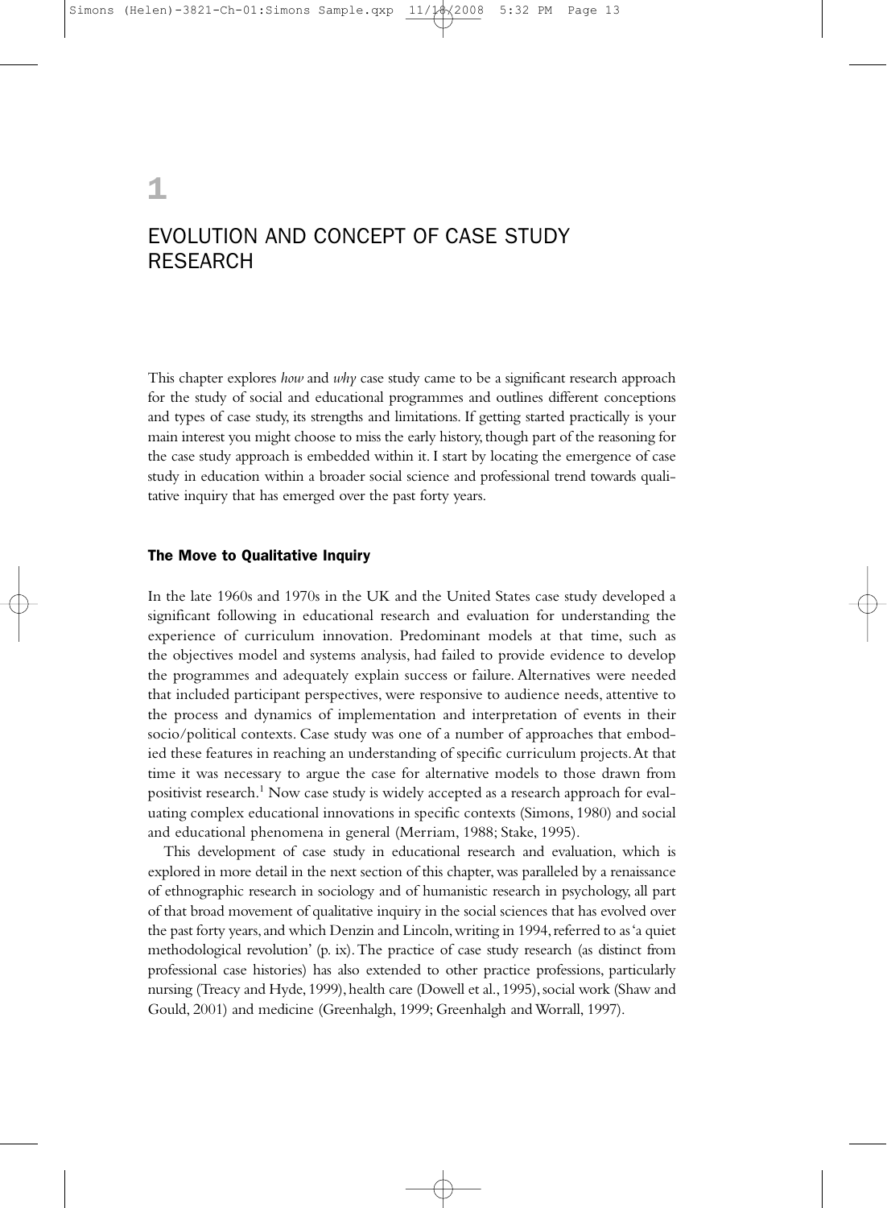# 1

# EVOLUTION AND CONCEPT OF CASE STUDY RESEARCH

This chapter explores *how* and *why* case study came to be a significant research approach for the study of social and educational programmes and outlines different conceptions and types of case study, its strengths and limitations. If getting started practically is your main interest you might choose to miss the early history, though part of the reasoning for the case study approach is embedded within it. I start by locating the emergence of case study in education within a broader social science and professional trend towards qualitative inquiry that has emerged over the past forty years.

## The Move to Qualitative Inquiry

In the late 1960s and 1970s in the UK and the United States case study developed a significant following in educational research and evaluation for understanding the experience of curriculum innovation. Predominant models at that time, such as the objectives model and systems analysis, had failed to provide evidence to develop the programmes and adequately explain success or failure. Alternatives were needed that included participant perspectives, were responsive to audience needs, attentive to the process and dynamics of implementation and interpretation of events in their socio/political contexts. Case study was one of a number of approaches that embodied these features in reaching an understanding of specific curriculum projects. At that time it was necessary to argue the case for alternative models to those drawn from positivist research.[1] Now case study is widely accepted as a research approach for evaluating complex educational innovations in specific contexts (Simons, 1980) and social and educational phenomena in general (Merriam, 1988; Stake, 1995).

This development of case study in educational research and evaluation, which is explored in more detail in the next section of this chapter, was paralleled by a renaissance of ethnographic research in sociology and of humanistic research in psychology, all part of that broad movement of qualitative inquiry in the social sciences that has evolved over the past forty years, and which Denzin and Lincoln, writing in 1994, referred to as 'a quiet methodological revolution' (p. ix). The practice of case study research (as distinct from professional case histories) has also extended to other practice professions, particularly nursing (Treacy and Hyde, 1999), health care (Dowell et al., 1995), social work (Shaw and Gould, 2001) and medicine (Greenhalgh, 1999; Greenhalgh and Worrall, 1997).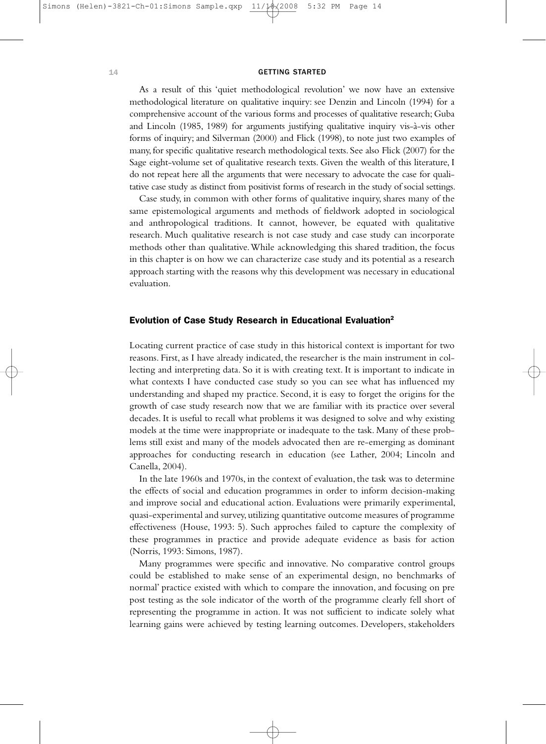As a result of this 'quiet methodological revolution' we now have an extensive methodological literature on qualitative inquiry: see Denzin and Lincoln (1994) for a comprehensive account of the various forms and processes of qualitative research; Guba and Lincoln (1985, 1989) for arguments justifying qualitative inquiry vis-à-vis other forms of inquiry; and Silverman (2000) and Flick (1998), to note just two examples of many, for specific qualitative research methodological texts. See also Flick (2007) for the Sage eight-volume set of qualitative research texts. Given the wealth of this literature, I do not repeat here all the arguments that were necessary to advocate the case for qualitative case study as distinct from positivist forms of research in the study of social settings.

Case study, in common with other forms of qualitative inquiry, shares many of the same epistemological arguments and methods of fieldwork adopted in sociological and anthropological traditions. It cannot, however, be equated with qualitative research. Much qualitative research is not case study and case study can incorporate methods other than qualitative. While acknowledging this shared tradition, the focus in this chapter is on how we can characterize case study and its potential as a research approach starting with the reasons why this development was necessary in educational evaluation.

## Evolution of Case Study Research in Educational Evaluation[2]

Locating current practice of case study in this historical context is important for two reasons. First, as I have already indicated, the researcher is the main instrument in collecting and interpreting data. So it is with creating text. It is important to indicate in what contexts I have conducted case study so you can see what has influenced my understanding and shaped my practice. Second, it is easy to forget the origins for the growth of case study research now that we are familiar with its practice over several decades. It is useful to recall what problems it was designed to solve and why existing models at the time were inappropriate or inadequate to the task. Many of these problems still exist and many of the models advocated then are re-emerging as dominant approaches for conducting research in education (see Lather, 2004; Lincoln and Canella, 2004).

In the late 1960s and 1970s, in the context of evaluation, the task was to determine the effects of social and education programmes in order to inform decision-making and improve social and educational action. Evaluations were primarily experimental, quasi-experimental and survey, utilizing quantitative outcome measures of programme effectiveness (House, 1993: 5). Such approches failed to capture the complexity of these programmes in practice and provide adequate evidence as basis for action (Norris, 1993: Simons, 1987).

Many programmes were specific and innovative. No comparative control groups could be established to make sense of an experimental design, no benchmarks of normal' practice existed with which to compare the innovation, and focusing on pre post testing as the sole indicator of the worth of the programme clearly fell short of representing the programme in action. It was not sufficient to indicate solely what learning gains were achieved by testing learning outcomes. Developers, stakeholders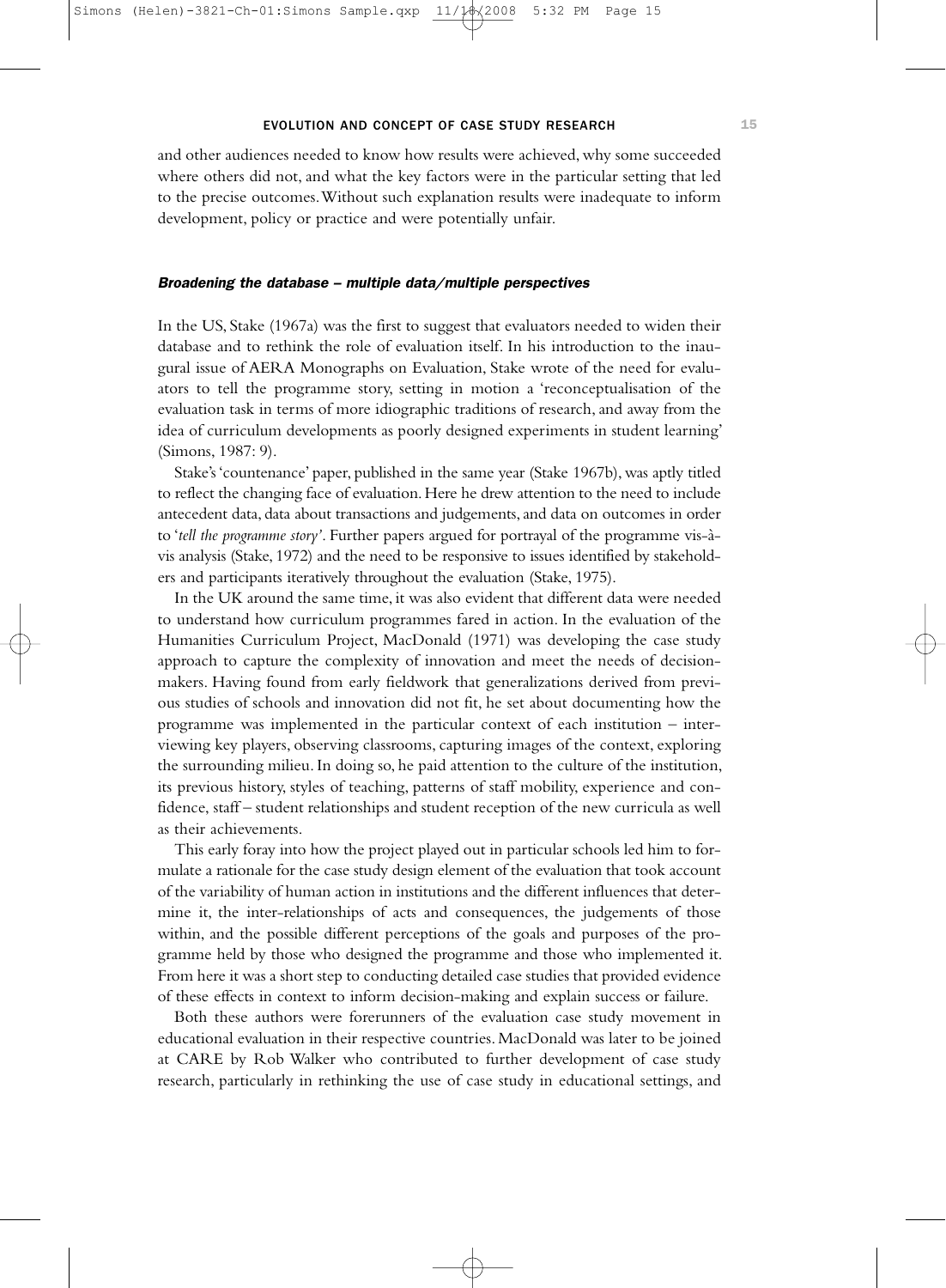and other audiences needed to know how results were achieved, why some succeeded where others did not, and what the key factors were in the particular setting that led to the precise outcomes. Without such explanation results were inadequate to inform development, policy or practice and were potentially unfair.

### *Broadening the database – multiple data/multiple perspectives*

In the US, Stake (1967a) was the first to suggest that evaluators needed to widen their database and to rethink the role of evaluation itself. In his introduction to the inaugural issue of AERA Monographs on Evaluation, Stake wrote of the need for evaluators to tell the programme story, setting in motion a 'reconceptualisation of the evaluation task in terms of more idiographic traditions of research, and away from the idea of curriculum developments as poorly designed experiments in student learning' (Simons, 1987: 9).

Stake's 'countenance' paper, published in the same year (Stake 1967b), was aptly titled to reflect the changing face of evaluation. Here he drew attention to the need to include antecedent data, data about transactions and judgements, and data on outcomes in order to '*tell the programme story*'. Further papers argued for portrayal of the programme vis-à-vis analysis (Stake, 1972) and the need to be responsive to issues identified by stakeholders and participants iteratively throughout the evaluation (Stake, 1975).

In the UK around the same time, it was also evident that different data were needed to understand how curriculum programmes fared in action. In the evaluation of the Humanities Curriculum Project, MacDonald (1971) was developing the case study approach to capture the complexity of innovation and meet the needs of decision-makers. Having found from early fieldwork that generalizations derived from previous studies of schools and innovation did not fit, he set about documenting how the programme was implemented in the particular context of each institution – interviewing key players, observing classrooms, capturing images of the context, exploring the surrounding milieu. In doing so, he paid attention to the culture of the institution, its previous history, styles of teaching, patterns of staff mobility, experience and confidence, staff – student relationships and student reception of the new curricula as well as their achievements.

This early foray into how the project played out in particular schools led him to formulate a rationale for the case study design element of the evaluation that took account of the variability of human action in institutions and the different influences that determine it, the inter-relationships of acts and consequences, the judgements of those within, and the possible different perceptions of the goals and purposes of the programme held by those who designed the programme and those who implemented it. From here it was a short step to conducting detailed case studies that provided evidence of these effects in context to inform decision-making and explain success or failure.

Both these authors were forerunners of the evaluation case study movement in educational evaluation in their respective countries. MacDonald was later to be joined at CARE by Rob Walker who contributed to further development of case study research, particularly in rethinking the use of case study in educational settings, and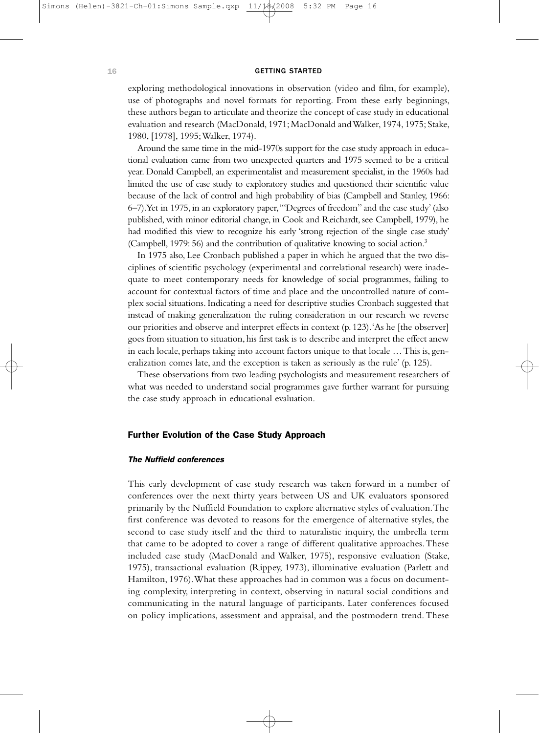exploring methodological innovations in observation (video and film, for example), use of photographs and novel formats for reporting. From these early beginnings, these authors began to articulate and theorize the concept of case study in educational evaluation and research (MacDonald, 1971; MacDonald and Walker, 1974, 1975; Stake, 1980, [1978], 1995; Walker, 1974).

Around the same time in the mid-1970s support for the case study approach in educational evaluation came from two unexpected quarters and 1975 seemed to be a critical year. Donald Campbell, an experimentalist and measurement specialist, in the 1960s had limited the use of case study to exploratory studies and questioned their scientific value because of the lack of control and high probability of bias (Campbell and Stanley, 1966: 6–7). Yet in 1975, in an exploratory paper, '"Degrees of freedom" and the case study' (also published, with minor editorial change, in Cook and Reichardt, see Campbell, 1979), he had modified this view to recognize his early 'strong rejection of the single case study' (Campbell, 1979: 56) and the contribution of qualitative knowing to social action.[3]

In 1975 also, Lee Cronbach published a paper in which he argued that the two disciplines of scientific psychology (experimental and correlational research) were inadequate to meet contemporary needs for knowledge of social programmes, failing to account for contextual factors of time and place and the uncontrolled nature of complex social situations. Indicating a need for descriptive studies Cronbach suggested that instead of making generalization the ruling consideration in our research we reverse our priorities and observe and interpret effects in context (p. 123). 'As he [the observer] goes from situation to situation, his first task is to describe and interpret the effect anew in each locale, perhaps taking into account factors unique to that locale … This is, generalization comes late, and the exception is taken as seriously as the rule' (p. 125).

These observations from two leading psychologists and measurement researchers of what was needed to understand social programmes gave further warrant for pursuing the case study approach in educational evaluation.

## Further Evolution of the Case Study Approach

### *The Nuffield conferences*

This early development of case study research was taken forward in a number of conferences over the next thirty years between US and UK evaluators sponsored primarily by the Nuffield Foundation to explore alternative styles of evaluation. The first conference was devoted to reasons for the emergence of alternative styles, the second to case study itself and the third to naturalistic inquiry, the umbrella term that came to be adopted to cover a range of different qualitative approaches. These included case study (MacDonald and Walker, 1975), responsive evaluation (Stake, 1975), transactional evaluation (Rippey, 1973), illuminative evaluation (Parlett and Hamilton, 1976). What these approaches had in common was a focus on documenting complexity, interpreting in context, observing in natural social conditions and communicating in the natural language of participants. Later conferences focused on policy implications, assessment and appraisal, and the postmodern trend. These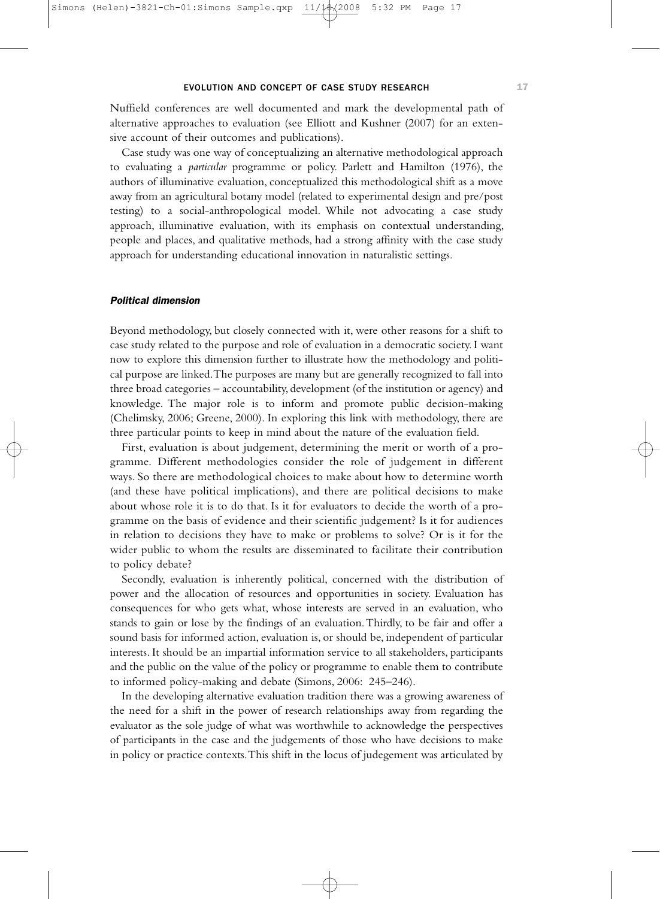Nuffield conferences are well documented and mark the developmental path of alternative approaches to evaluation (see Elliott and Kushner (2007) for an extensive account of their outcomes and publications).

Case study was one way of conceptualizing an alternative methodological approach to evaluating a *particular* programme or policy. Parlett and Hamilton (1976), the authors of illuminative evaluation, conceptualized this methodological shift as a move away from an agricultural botany model (related to experimental design and pre/post testing) to a social-anthropological model. While not advocating a case study approach, illuminative evaluation, with its emphasis on contextual understanding, people and places, and qualitative methods, had a strong affinity with the case study approach for understanding educational innovation in naturalistic settings.

### *Political dimension*

Beyond methodology, but closely connected with it, were other reasons for a shift to case study related to the purpose and role of evaluation in a democratic society. I want now to explore this dimension further to illustrate how the methodology and political purpose are linked. The purposes are many but are generally recognized to fall into three broad categories – accountability, development (of the institution or agency) and knowledge. The major role is to inform and promote public decision-making (Chelimsky, 2006; Greene, 2000). In exploring this link with methodology, there are three particular points to keep in mind about the nature of the evaluation field.

First, evaluation is about judgement, determining the merit or worth of a programme. Different methodologies consider the role of judgement in different ways. So there are methodological choices to make about how to determine worth (and these have political implications), and there are political decisions to make about whose role it is to do that. Is it for evaluators to decide the worth of a programme on the basis of evidence and their scientific judgement? Is it for audiences in relation to decisions they have to make or problems to solve? Or is it for the wider public to whom the results are disseminated to facilitate their contribution to policy debate?

Secondly, evaluation is inherently political, concerned with the distribution of power and the allocation of resources and opportunities in society. Evaluation has consequences for who gets what, whose interests are served in an evaluation, who stands to gain or lose by the findings of an evaluation. Thirdly, to be fair and offer a sound basis for informed action, evaluation is, or should be, independent of particular interests. It should be an impartial information service to all stakeholders, participants and the public on the value of the policy or programme to enable them to contribute to informed policy-making and debate (Simons, 2006: 245–246).

In the developing alternative evaluation tradition there was a growing awareness of the need for a shift in the power of research relationships away from regarding the evaluator as the sole judge of what was worthwhile to acknowledge the perspectives of participants in the case and the judgements of those who have decisions to make in policy or practice contexts. This shift in the locus of judgement was articulated by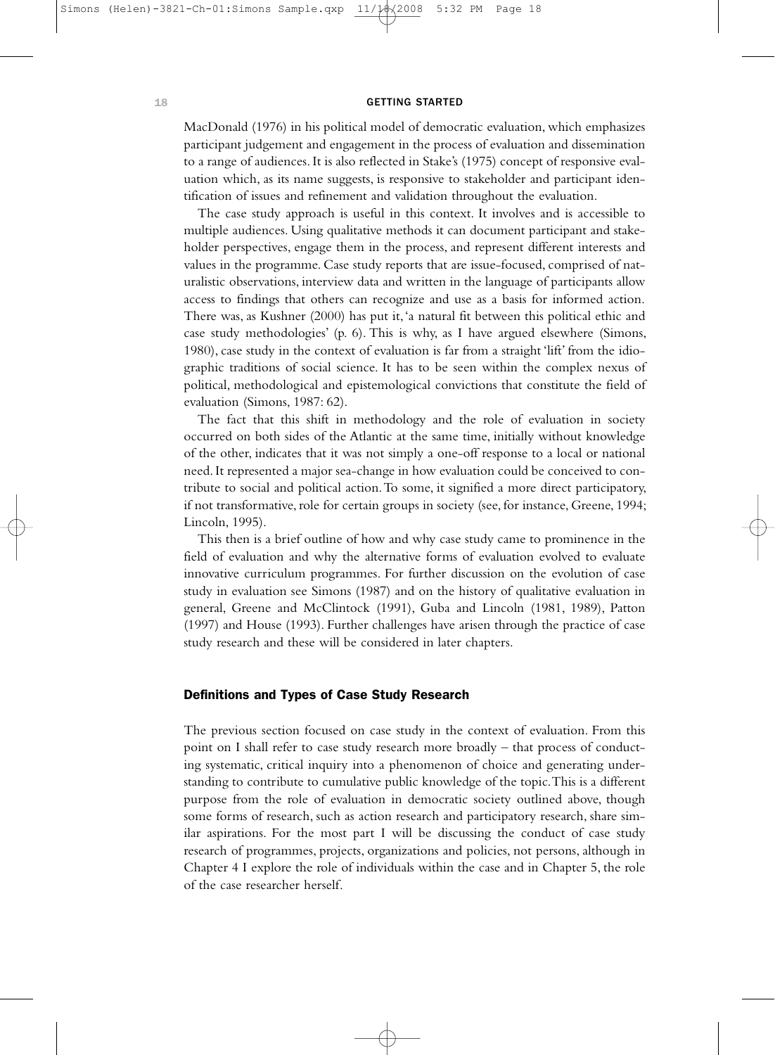MacDonald (1976) in his political model of democratic evaluation, which emphasizes participant judgement and engagement in the process of evaluation and dissemination to a range of audiences. It is also reflected in Stake's (1975) concept of responsive evaluation which, as its name suggests, is responsive to stakeholder and participant identification of issues and refinement and validation throughout the evaluation.

The case study approach is useful in this context. It involves and is accessible to multiple audiences. Using qualitative methods it can document participant and stakeholder perspectives, engage them in the process, and represent different interests and values in the programme. Case study reports that are issue-focused, comprised of naturalistic observations, interview data and written in the language of participants allow access to findings that others can recognize and use as a basis for informed action. There was, as Kushner (2000) has put it, 'a natural fit between this political ethic and case study methodologies' (p. 6). This is why, as I have argued elsewhere (Simons, 1980), case study in the context of evaluation is far from a straight 'lift' from the idiographic traditions of social science. It has to be seen within the complex nexus of political, methodological and epistemological convictions that constitute the field of evaluation (Simons, 1987: 62).

The fact that this shift in methodology and the role of evaluation in society occurred on both sides of the Atlantic at the same time, initially without knowledge of the other, indicates that it was not simply a one-off response to a local or national need. It represented a major sea-change in how evaluation could be conceived to contribute to social and political action. To some, it signified a more direct participatory, if not transformative, role for certain groups in society (see, for instance, Greene, 1994; Lincoln, 1995).

This then is a brief outline of how and why case study came to prominence in the field of evaluation and why the alternative forms of evaluation evolved to evaluate innovative curriculum programmes. For further discussion on the evolution of case study in evaluation see Simons (1987) and on the history of qualitative evaluation in general, Greene and McClintock (1991), Guba and Lincoln (1981, 1989), Patton (1997) and House (1993). Further challenges have arisen through the practice of case study research and these will be considered in later chapters.

## Definitions and Types of Case Study Research

The previous section focused on case study in the context of evaluation. From this point on I shall refer to case study research more broadly – that process of conducting systematic, critical inquiry into a phenomenon of choice and generating understanding to contribute to cumulative public knowledge of the topic. This is a different purpose from the role of evaluation in democratic society outlined above, though some forms of research, such as action research and participatory research, share similar aspirations. For the most part I will be discussing the conduct of case study research of programmes, projects, organizations and policies, not persons, although in Chapter 4 I explore the role of individuals within the case and in Chapter 5, the role of the case researcher herself.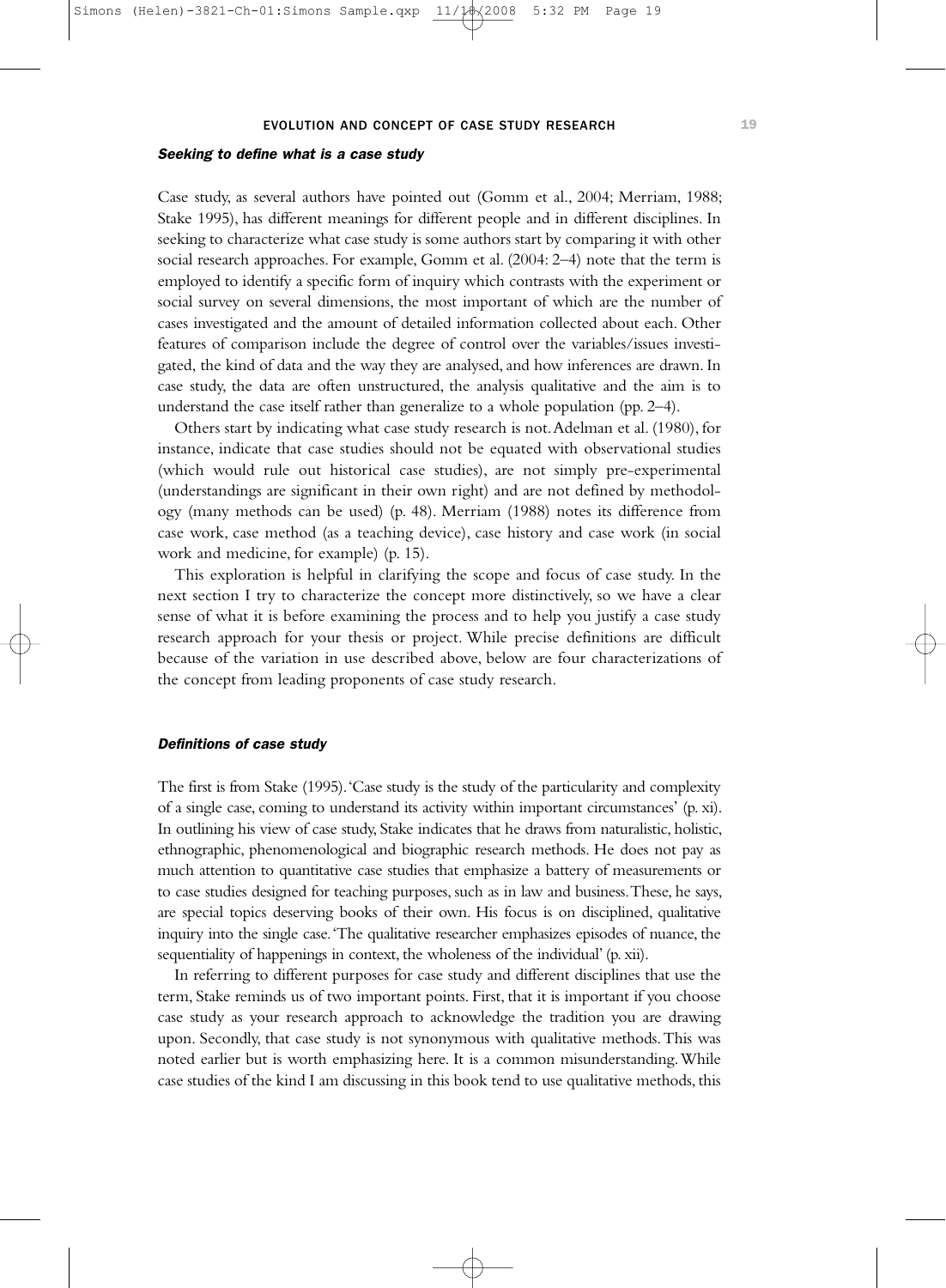### *Seeking to define what is a case study*

Case study, as several authors have pointed out (Gomm et al., 2004; Merriam, 1988; Stake 1995), has different meanings for different people and in different disciplines. In seeking to characterize what case study is some authors start by comparing it with other social research approaches. For example, Gomm et al. (2004: 2–4) note that the term is employed to identify a specific form of inquiry which contrasts with the experiment or social survey on several dimensions, the most important of which are the number of cases investigated and the amount of detailed information collected about each. Other features of comparison include the degree of control over the variables/issues investigated, the kind of data and the way they are analysed, and how inferences are drawn. In case study, the data are often unstructured, the analysis qualitative and the aim is to understand the case itself rather than generalize to a whole population (pp. 2–4).

Others start by indicating what case study research is not. Adelman et al. (1980), for instance, indicate that case studies should not be equated with observational studies (which would rule out historical case studies), are not simply pre-experimental (understandings are significant in their own right) and are not defined by methodology (many methods can be used) (p. 48). Merriam (1988) notes its difference from case work, case method (as a teaching device), case history and case work (in social work and medicine, for example) (p. 15).

This exploration is helpful in clarifying the scope and focus of case study. In the next section I try to characterize the concept more distinctively, so we have a clear sense of what it is before examining the process and to help you justify a case study research approach for your thesis or project. While precise definitions are difficult because of the variation in use described above, below are four characterizations of the concept from leading proponents of case study research.

### *Definitions of case study*

The first is from Stake (1995). 'Case study is the study of the particularity and complexity of a single case, coming to understand its activity within important circumstances' (p. xi). In outlining his view of case study, Stake indicates that he draws from naturalistic, holistic, ethnographic, phenomenological and biographic research methods. He does not pay as much attention to quantitative case studies that emphasize a battery of measurements or to case studies designed for teaching purposes, such as in law and business. These, he says, are special topics deserving books of their own. His focus is on disciplined, qualitative inquiry into the single case. 'The qualitative researcher emphasizes episodes of nuance, the sequentiality of happenings in context, the wholeness of the individual' (p. xii).

In referring to different purposes for case study and different disciplines that use the term, Stake reminds us of two important points. First, that it is important if you choose case study as your research approach to acknowledge the tradition you are drawing upon. Secondly, that case study is not synonymous with qualitative methods. This was noted earlier but is worth emphasizing here. It is a common misunderstanding. While case studies of the kind I am discussing in this book tend to use qualitative methods, this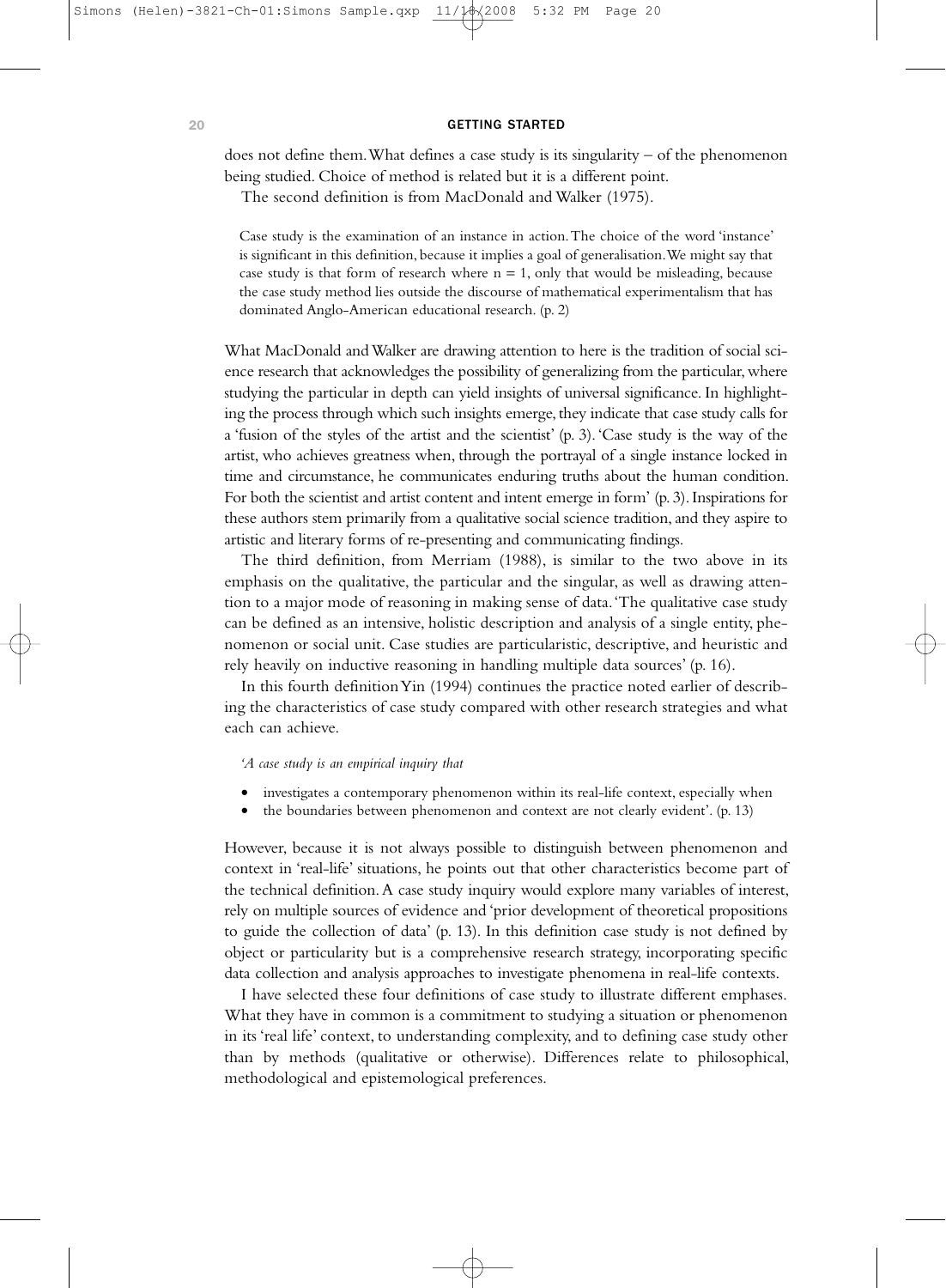does not define them. What defines a case study is its singularity – of the phenomenon being studied. Choice of method is related but it is a different point.

The second definition is from MacDonald and Walker (1975).

> Case study is the examination of an instance in action. The choice of the word 'instance' is significant in this definition, because it implies a goal of generalisation. We might say that case study is that form of research where n = 1, only that would be misleading, because the case study method lies outside the discourse of mathematical experimentalism that has dominated Anglo-American educational research. (p. 2)

What MacDonald and Walker are drawing attention to here is the tradition of social science research that acknowledges the possibility of generalizing from the particular, where studying the particular in depth can yield insights of universal significance. In highlighting the process through which such insights emerge, they indicate that case study calls for a 'fusion of the styles of the artist and the scientist' (p. 3). 'Case study is the way of the artist, who achieves greatness when, through the portrayal of a single instance locked in time and circumstance, he communicates enduring truths about the human condition. For both the scientist and artist content and intent emerge in form' (p. 3). Inspirations for these authors stem primarily from a qualitative social science tradition, and they aspire to artistic and literary forms of re-presenting and communicating findings.

The third definition, from Merriam (1988), is similar to the two above in its emphasis on the qualitative, the particular and the singular, as well as drawing attention to a major mode of reasoning in making sense of data. 'The qualitative case study can be defined as an intensive, holistic description and analysis of a single entity, phenomenon or social unit. Case studies are particularistic, descriptive, and heuristic and rely heavily on inductive reasoning in handling multiple data sources' (p. 16).

In this fourth definition Yin (1994) continues the practice noted earlier of describing the characteristics of case study compared with other research strategies and what each can achieve.

> *'A case study is an empirical inquiry that*
>
> - investigates a contemporary phenomenon within its real-life context, especially when
> - the boundaries between phenomenon and context are not clearly evident'. (p. 13)

However, because it is not always possible to distinguish between phenomenon and context in 'real-life' situations, he points out that other characteristics become part of the technical definition. A case study inquiry would explore many variables of interest, rely on multiple sources of evidence and 'prior development of theoretical propositions to guide the collection of data' (p. 13). In this definition case study is not defined by object or particularity but is a comprehensive research strategy, incorporating specific data collection and analysis approaches to investigate phenomena in real-life contexts.

I have selected these four definitions of case study to illustrate different emphases. What they have in common is a commitment to studying a situation or phenomenon in its 'real life' context, to understanding complexity, and to defining case study other than by methods (qualitative or otherwise). Differences relate to philosophical, methodological and epistemological preferences.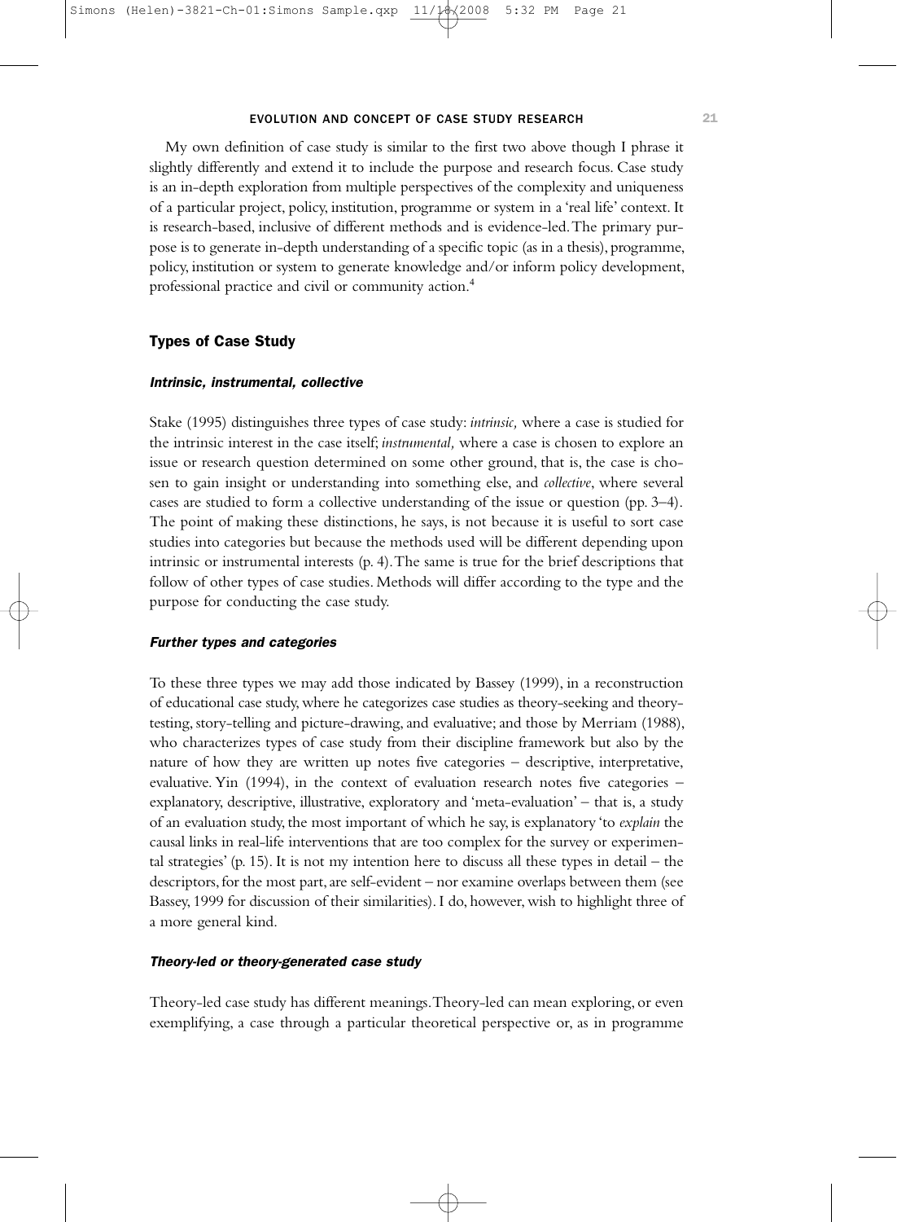My own definition of case study is similar to the first two above though I phrase it slightly differently and extend it to include the purpose and research focus. Case study is an in-depth exploration from multiple perspectives of the complexity and uniqueness of a particular project, policy, institution, programme or system in a 'real life' context. It is research-based, inclusive of different methods and is evidence-led. The primary purpose is to generate in-depth understanding of a specific topic (as in a thesis), programme, policy, institution or system to generate knowledge and/or inform policy development, professional practice and civil or community action.[4]

## Types of Case Study

### *Intrinsic, instrumental, collective*

Stake (1995) distinguishes three types of case study: *intrinsic,* where a case is studied for the intrinsic interest in the case itself; *instrumental,* where a case is chosen to explore an issue or research question determined on some other ground, that is, the case is chosen to gain insight or understanding into something else, and *collective*, where several cases are studied to form a collective understanding of the issue or question (pp. 3–4). The point of making these distinctions, he says, is not because it is useful to sort case studies into categories but because the methods used will be different depending upon intrinsic or instrumental interests (p. 4). The same is true for the brief descriptions that follow of other types of case studies. Methods will differ according to the type and the purpose for conducting the case study.

### *Further types and categories*

To these three types we may add those indicated by Bassey (1999), in a reconstruction of educational case study, where he categorizes case studies as theory-seeking and theory-testing, story-telling and picture-drawing, and evaluative; and those by Merriam (1988), who characterizes types of case study from their discipline framework but also by the nature of how they are written up notes five categories – descriptive, interpretative, evaluative. Yin (1994), in the context of evaluation research notes five categories – explanatory, descriptive, illustrative, exploratory and 'meta-evaluation' – that is, a study of an evaluation study, the most important of which he say, is explanatory 'to *explain* the causal links in real-life interventions that are too complex for the survey or experimental strategies' (p. 15). It is not my intention here to discuss all these types in detail – the descriptors, for the most part, are self-evident – nor examine overlaps between them (see Bassey, 1999 for discussion of their similarities). I do, however, wish to highlight three of a more general kind.

### *Theory-led or theory-generated case study*

Theory-led case study has different meanings. Theory-led can mean exploring, or even exemplifying, a case through a particular theoretical perspective or, as in programme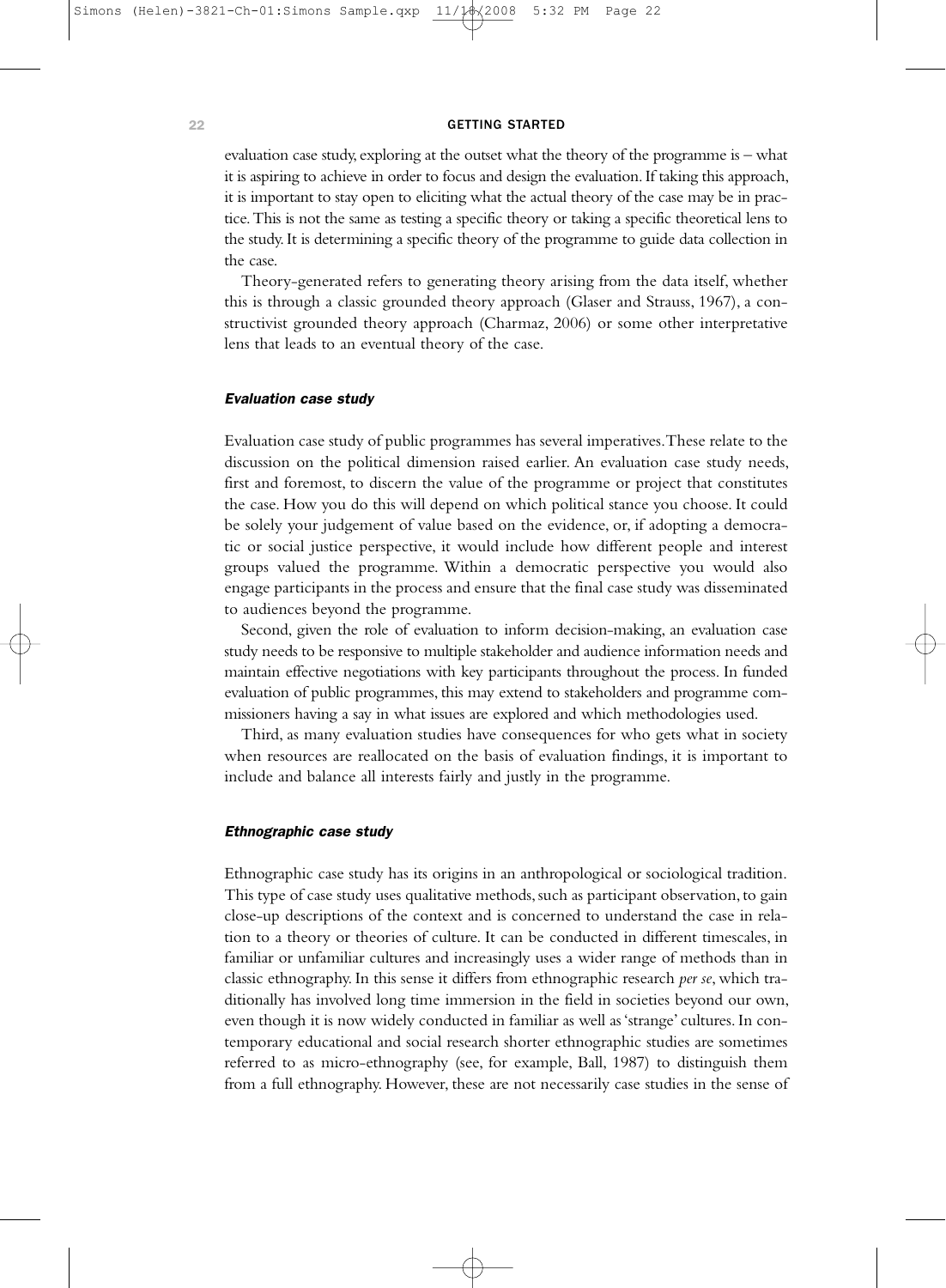evaluation case study, exploring at the outset what the theory of the programme is – what it is aspiring to achieve in order to focus and design the evaluation. If taking this approach, it is important to stay open to eliciting what the actual theory of the case may be in practice. This is not the same as testing a specific theory or taking a specific theoretical lens to the study. It is determining a specific theory of the programme to guide data collection in the case.

Theory-generated refers to generating theory arising from the data itself, whether this is through a classic grounded theory approach (Glaser and Strauss, 1967), a constructivist grounded theory approach (Charmaz, 2006) or some other interpretative lens that leads to an eventual theory of the case.

### *Evaluation case study*

Evaluation case study of public programmes has several imperatives. These relate to the discussion on the political dimension raised earlier. An evaluation case study needs, first and foremost, to discern the value of the programme or project that constitutes the case. How you do this will depend on which political stance you choose. It could be solely your judgement of value based on the evidence, or, if adopting a democratic or social justice perspective, it would include how different people and interest groups valued the programme. Within a democratic perspective you would also engage participants in the process and ensure that the final case study was disseminated to audiences beyond the programme.

Second, given the role of evaluation to inform decision-making, an evaluation case study needs to be responsive to multiple stakeholder and audience information needs and maintain effective negotiations with key participants throughout the process. In funded evaluation of public programmes, this may extend to stakeholders and programme commissioners having a say in what issues are explored and which methodologies used.

Third, as many evaluation studies have consequences for who gets what in society when resources are reallocated on the basis of evaluation findings, it is important to include and balance all interests fairly and justly in the programme.

### *Ethnographic case study*

Ethnographic case study has its origins in an anthropological or sociological tradition. This type of case study uses qualitative methods, such as participant observation, to gain close-up descriptions of the context and is concerned to understand the case in relation to a theory or theories of culture. It can be conducted in different timescales, in familiar or unfamiliar cultures and increasingly uses a wider range of methods than in classic ethnography. In this sense it differs from ethnographic research *per se*, which traditionally has involved long time immersion in the field in societies beyond our own, even though it is now widely conducted in familiar as well as 'strange' cultures. In contemporary educational and social research shorter ethnographic studies are sometimes referred to as micro-ethnography (see, for example, Ball, 1987) to distinguish them from a full ethnography. However, these are not necessarily case studies in the sense of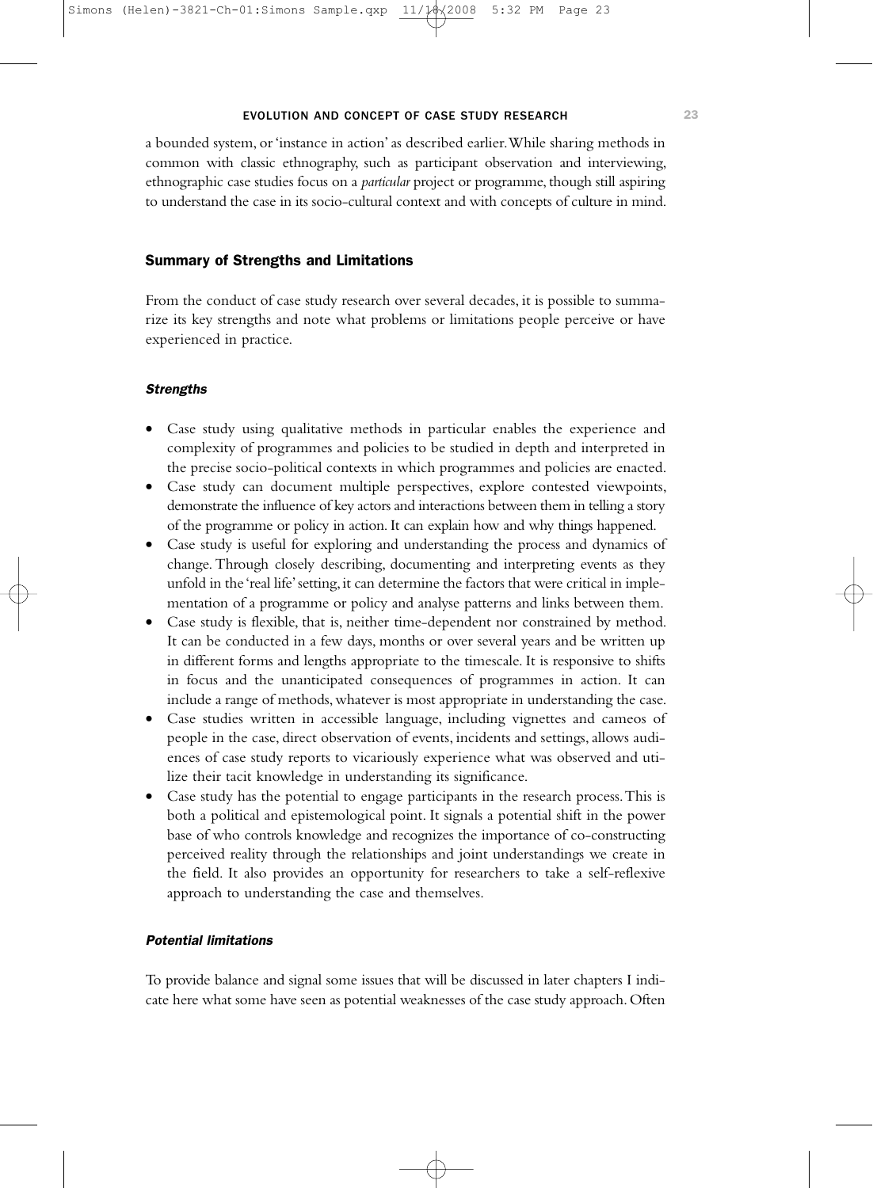a bounded system, or 'instance in action' as described earlier. While sharing methods in common with classic ethnography, such as participant observation and interviewing, ethnographic case studies focus on a *particular* project or programme, though still aspiring to understand the case in its socio-cultural context and with concepts of culture in mind.

## Summary of Strengths and Limitations

From the conduct of case study research over several decades, it is possible to summarize its key strengths and note what problems or limitations people perceive or have experienced in practice.

### *Strengths*

- Case study using qualitative methods in particular enables the experience and complexity of programmes and policies to be studied in depth and interpreted in the precise socio-political contexts in which programmes and policies are enacted.
- Case study can document multiple perspectives, explore contested viewpoints, demonstrate the influence of key actors and interactions between them in telling a story of the programme or policy in action. It can explain how and why things happened.
- Case study is useful for exploring and understanding the process and dynamics of change. Through closely describing, documenting and interpreting events as they unfold in the 'real life' setting, it can determine the factors that were critical in implementation of a programme or policy and analyse patterns and links between them.
- Case study is flexible, that is, neither time-dependent nor constrained by method. It can be conducted in a few days, months or over several years and be written up in different forms and lengths appropriate to the timescale. It is responsive to shifts in focus and the unanticipated consequences of programmes in action. It can include a range of methods, whatever is most appropriate in understanding the case.
- Case studies written in accessible language, including vignettes and cameos of people in the case, direct observation of events, incidents and settings, allows audiences of case study reports to vicariously experience what was observed and utilize their tacit knowledge in understanding its significance.
- Case study has the potential to engage participants in the research process. This is both a political and epistemological point. It signals a potential shift in the power base of who controls knowledge and recognizes the importance of co-constructing perceived reality through the relationships and joint understandings we create in the field. It also provides an opportunity for researchers to take a self-reflexive approach to understanding the case and themselves.

### *Potential limitations*

To provide balance and signal some issues that will be discussed in later chapters I indicate here what some have seen as potential weaknesses of the case study approach. Often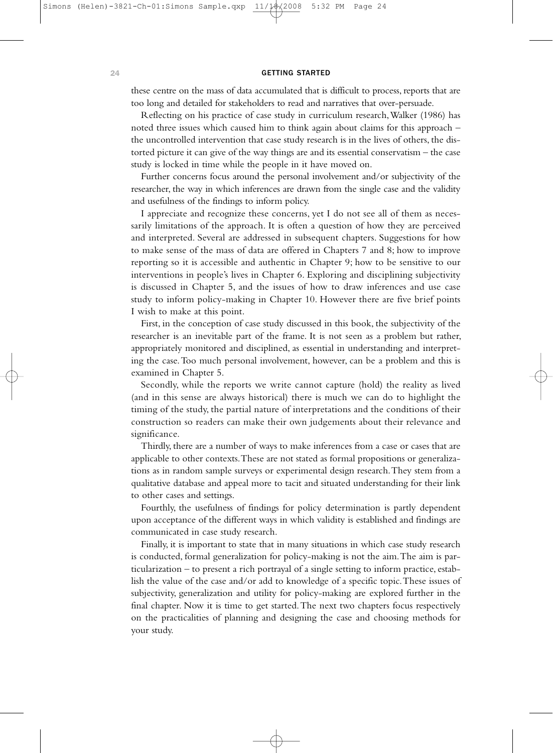these centre on the mass of data accumulated that is difficult to process, reports that are too long and detailed for stakeholders to read and narratives that over-persuade.

Reflecting on his practice of case study in curriculum research, Walker (1986) has noted three issues which caused him to think again about claims for this approach – the uncontrolled intervention that case study research is in the lives of others, the distorted picture it can give of the way things are and its essential conservatism – the case study is locked in time while the people in it have moved on.

Further concerns focus around the personal involvement and/or subjectivity of the researcher, the way in which inferences are drawn from the single case and the validity and usefulness of the findings to inform policy.

I appreciate and recognize these concerns, yet I do not see all of them as necessarily limitations of the approach. It is often a question of how they are perceived and interpreted. Several are addressed in subsequent chapters. Suggestions for how to make sense of the mass of data are offered in Chapters 7 and 8; how to improve reporting so it is accessible and authentic in Chapter 9; how to be sensitive to our interventions in people's lives in Chapter 6. Exploring and disciplining subjectivity is discussed in Chapter 5, and the issues of how to draw inferences and use case study to inform policy-making in Chapter 10. However there are five brief points I wish to make at this point.

First, in the conception of case study discussed in this book, the subjectivity of the researcher is an inevitable part of the frame. It is not seen as a problem but rather, appropriately monitored and disciplined, as essential in understanding and interpreting the case. Too much personal involvement, however, can be a problem and this is examined in Chapter 5.

Secondly, while the reports we write cannot capture (hold) the reality as lived (and in this sense are always historical) there is much we can do to highlight the timing of the study, the partial nature of interpretations and the conditions of their construction so readers can make their own judgements about their relevance and significance.

Thirdly, there are a number of ways to make inferences from a case or cases that are applicable to other contexts. These are not stated as formal propositions or generalizations as in random sample surveys or experimental design research. They stem from a qualitative database and appeal more to tacit and situated understanding for their link to other cases and settings.

Fourthly, the usefulness of findings for policy determination is partly dependent upon acceptance of the different ways in which validity is established and findings are communicated in case study research.

Finally, it is important to state that in many situations in which case study research is conducted, formal generalization for policy-making is not the aim. The aim is particularization – to present a rich portrayal of a single setting to inform practice, establish the value of the case and/or add to knowledge of a specific topic. These issues of subjectivity, generalization and utility for policy-making are explored further in the final chapter. Now it is time to get started. The next two chapters focus respectively on the practicalities of planning and designing the case and choosing methods for your study.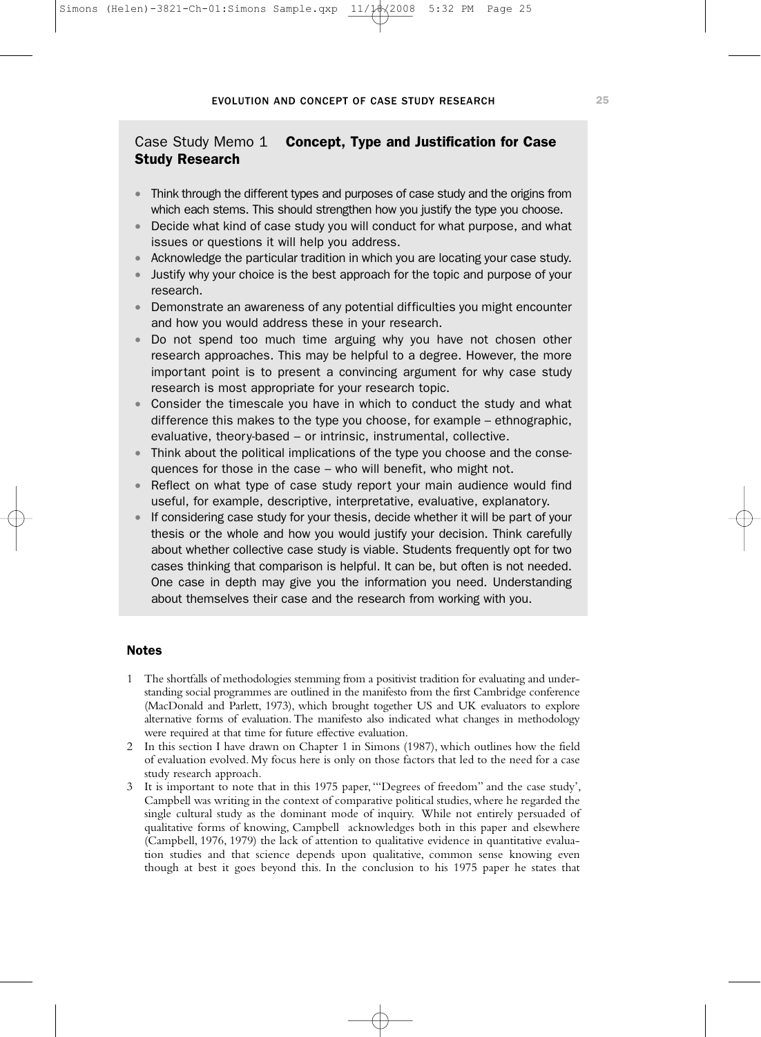## Case Study Memo 1 **Concept, Type and Justification for Case Study Research**

- Think through the different types and purposes of case study and the origins from which each stems. This should strengthen how you justify the type you choose.
- Decide what kind of case study you will conduct for what purpose, and what issues or questions it will help you address.
- Acknowledge the particular tradition in which you are locating your case study.
- Justify why your choice is the best approach for the topic and purpose of your research.
- Demonstrate an awareness of any potential difficulties you might encounter and how you would address these in your research.
- Do not spend too much time arguing why you have not chosen other research approaches. This may be helpful to a degree. However, the more important point is to present a convincing argument for why case study research is most appropriate for your research topic.
- Consider the timescale you have in which to conduct the study and what difference this makes to the type you choose, for example – ethnographic, evaluative, theory-based – or intrinsic, instrumental, collective.
- Think about the political implications of the type you choose and the consequences for those in the case – who will benefit, who might not.
- Reflect on what type of case study report your main audience would find useful, for example, descriptive, interpretative, evaluative, explanatory.
- If considering case study for your thesis, decide whether it will be part of your thesis or the whole and how you would justify your decision. Think carefully about whether collective case study is viable. Students frequently opt for two cases thinking that comparison is helpful. It can be, but often is not needed. One case in depth may give you the information you need. Understanding about themselves their case and the research from working with you.

### Notes

1 The shortfalls of methodologies stemming from a positivist tradition for evaluating and understanding social programmes are outlined in the manifesto from the first Cambridge conference (MacDonald and Parlett, 1973), which brought together US and UK evaluators to explore alternative forms of evaluation. The manifesto also indicated what changes in methodology were required at that time for future effective evaluation.

2 In this section I have drawn on Chapter 1 in Simons (1987), which outlines how the field of evaluation evolved. My focus here is only on those factors that led to the need for a case study research approach.

3 It is important to note that in this 1975 paper, '"Degrees of freedom" and the case study', Campbell was writing in the context of comparative political studies, where he regarded the single cultural study as the dominant mode of inquiry. While not entirely persuaded of qualitative forms of knowing, Campbell acknowledges both in this paper and elsewhere (Campbell, 1976, 1979) the lack of attention to qualitative evidence in quantitative evaluation studies and that science depends upon qualitative, common sense knowing even though at best it goes beyond this. In the conclusion to his 1975 paper he states that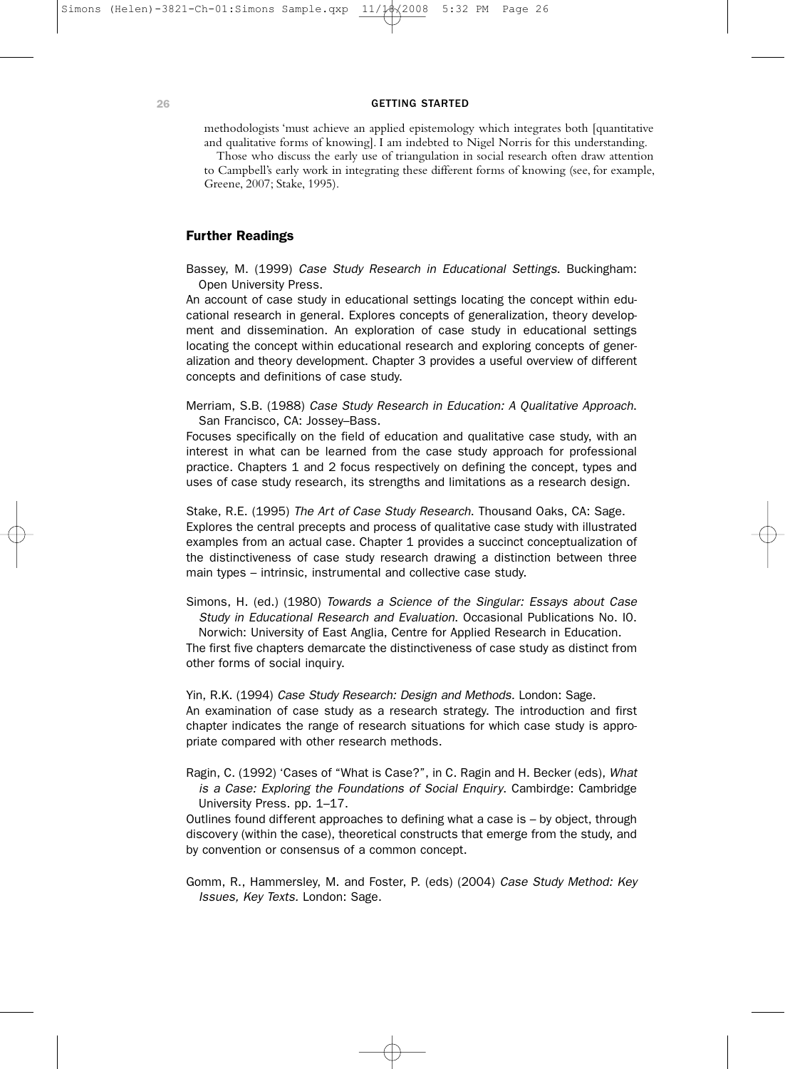methodologists 'must achieve an applied epistemology which integrates both [quantitative and qualitative forms of knowing]. I am indebted to Nigel Norris for this understanding.

Those who discuss the early use of triangulation in social research often draw attention to Campbell's early work in integrating these different forms of knowing (see, for example, Greene, 2007; Stake, 1995).

## Further Readings

Bassey, M. (1999) *Case Study Research in Educational Settings*. Buckingham: Open University Press.

An account of case study in educational settings locating the concept within educational research in general. Explores concepts of generalization, theory development and dissemination. An exploration of case study in educational settings locating the concept within educational research and exploring concepts of generalization and theory development. Chapter 3 provides a useful overview of different concepts and definitions of case study.

Merriam, S.B. (1988) *Case Study Research in Education: A Qualitative Approach*. San Francisco, CA: Jossey–Bass.

Focuses specifically on the field of education and qualitative case study, with an interest in what can be learned from the case study approach for professional practice. Chapters 1 and 2 focus respectively on defining the concept, types and uses of case study research, its strengths and limitations as a research design.

Stake, R.E. (1995) *The Art of Case Study Research*. Thousand Oaks, CA: Sage.

Explores the central precepts and process of qualitative case study with illustrated examples from an actual case. Chapter 1 provides a succinct conceptualization of the distinctiveness of case study research drawing a distinction between three main types – intrinsic, instrumental and collective case study.

Simons, H. (ed.) (1980) *Towards a Science of the Singular: Essays about Case Study in Educational Research and Evaluation*. Occasional Publications No. l0. Norwich: University of East Anglia, Centre for Applied Research in Education.

The first five chapters demarcate the distinctiveness of case study as distinct from other forms of social inquiry.

Yin, R.K. (1994) *Case Study Research: Design and Methods*. London: Sage.

An examination of case study as a research strategy. The introduction and first chapter indicates the range of research situations for which case study is appropriate compared with other research methods.

Ragin, C. (1992) 'Cases of "What is Case?"', in C. Ragin and H. Becker (eds), *What is a Case: Exploring the Foundations of Social Enquiry*. Cambirdge: Cambridge University Press. pp. 1–17.

Outlines found different approaches to defining what a case is – by object, through discovery (within the case), theoretical constructs that emerge from the study, and by convention or consensus of a common concept.

Gomm, R., Hammersley, M. and Foster, P. (eds) (2004) *Case Study Method: Key Issues, Key Texts*. London: Sage.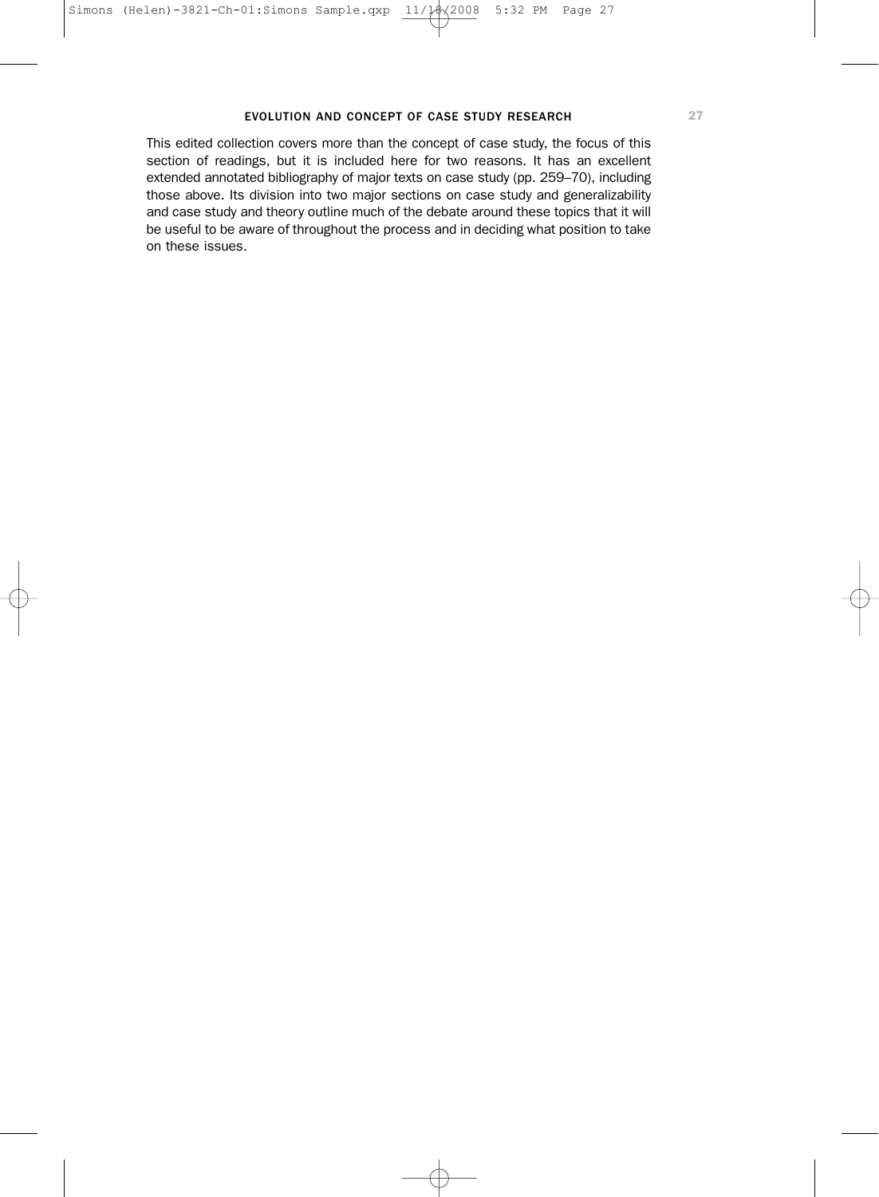This edited collection covers more than the concept of case study, the focus of this section of readings, but it is included here for two reasons. It has an excellent extended annotated bibliography of major texts on case study (pp. 259–70), including those above. Its division into two major sections on case study and generalizability and case study and theory outline much of the debate around these topics that it will be useful to be aware of throughout the process and in deciding what position to take on these issues.